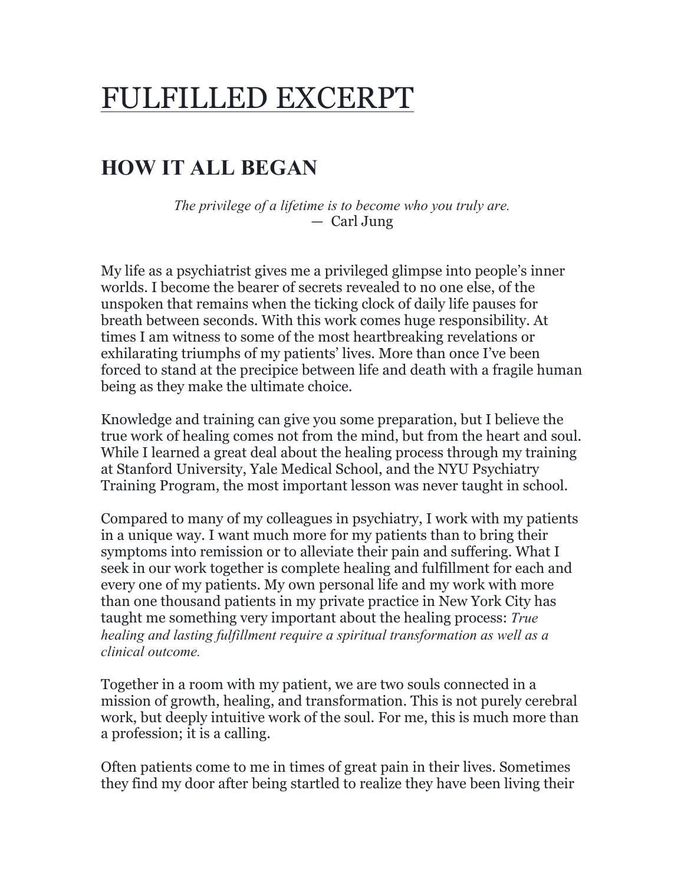# FULFILLED EXCERPT

## HOW IT ALL BEGAN

*The privilege of a lifetime is to become who you truly are.*
— Carl Jung

My life as a psychiatrist gives me a privileged glimpse into people's inner worlds. I become the bearer of secrets revealed to no one else, of the unspoken that remains when the ticking clock of daily life pauses for breath between seconds. With this work comes huge responsibility. At times I am witness to some of the most heartbreaking revelations or exhilarating triumphs of my patients' lives. More than once I've been forced to stand at the precipice between life and death with a fragile human being as they make the ultimate choice.

Knowledge and training can give you some preparation, but I believe the true work of healing comes not from the mind, but from the heart and soul. While I learned a great deal about the healing process through my training at Stanford University, Yale Medical School, and the NYU Psychiatry Training Program, the most important lesson was never taught in school.

Compared to many of my colleagues in psychiatry, I work with my patients in a unique way. I want much more for my patients than to bring their symptoms into remission or to alleviate their pain and suffering. What I seek in our work together is complete healing and fulfillment for each and every one of my patients. My own personal life and my work with more than one thousand patients in my private practice in New York City has taught me something very important about the healing process: *True healing and lasting fulfillment require a spiritual transformation as well as a clinical outcome.*

Together in a room with my patient, we are two souls connected in a mission of growth, healing, and transformation. This is not purely cerebral work, but deeply intuitive work of the soul. For me, this is much more than a profession; it is a calling.

Often patients come to me in times of great pain in their lives. Sometimes they find my door after being startled to realize they have been living their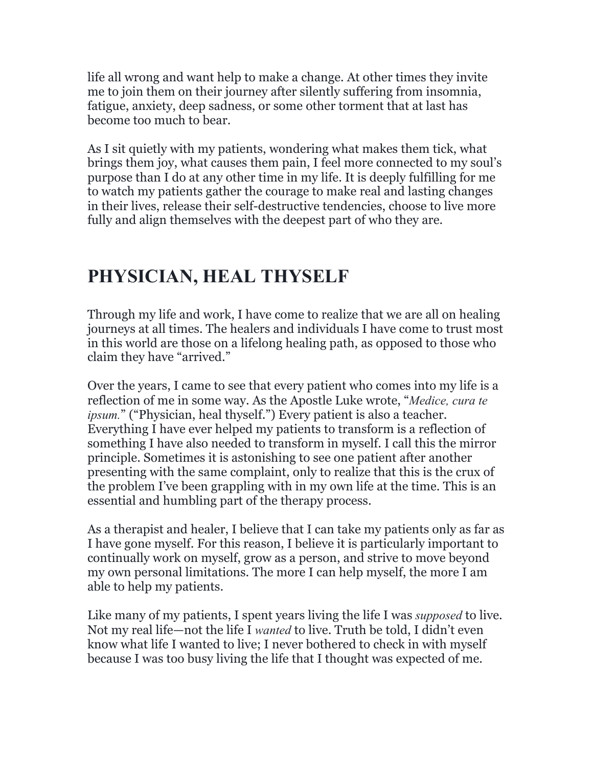life all wrong and want help to make a change. At other times they invite me to join them on their journey after silently suffering from insomnia, fatigue, anxiety, deep sadness, or some other torment that at last has become too much to bear.

As I sit quietly with my patients, wondering what makes them tick, what brings them joy, what causes them pain, I feel more connected to my soul's purpose than I do at any other time in my life. It is deeply fulfilling for me to watch my patients gather the courage to make real and lasting changes in their lives, release their self-destructive tendencies, choose to live more fully and align themselves with the deepest part of who they are.

## PHYSICIAN, HEAL THYSELF

Through my life and work, I have come to realize that we are all on healing journeys at all times. The healers and individuals I have come to trust most in this world are those on a lifelong healing path, as opposed to those who claim they have "arrived."

Over the years, I came to see that every patient who comes into my life is a reflection of me in some way. As the Apostle Luke wrote, "*Medice, cura te ipsum.*" ("Physician, heal thyself.") Every patient is also a teacher. Everything I have ever helped my patients to transform is a reflection of something I have also needed to transform in myself. I call this the mirror principle. Sometimes it is astonishing to see one patient after another presenting with the same complaint, only to realize that this is the crux of the problem I've been grappling with in my own life at the time. This is an essential and humbling part of the therapy process.

As a therapist and healer, I believe that I can take my patients only as far as I have gone myself. For this reason, I believe it is particularly important to continually work on myself, grow as a person, and strive to move beyond my own personal limitations. The more I can help myself, the more I am able to help my patients.

Like many of my patients, I spent years living the life I was *supposed* to live. Not my real life—not the life I *wanted* to live. Truth be told, I didn't even know what life I wanted to live; I never bothered to check in with myself because I was too busy living the life that I thought was expected of me.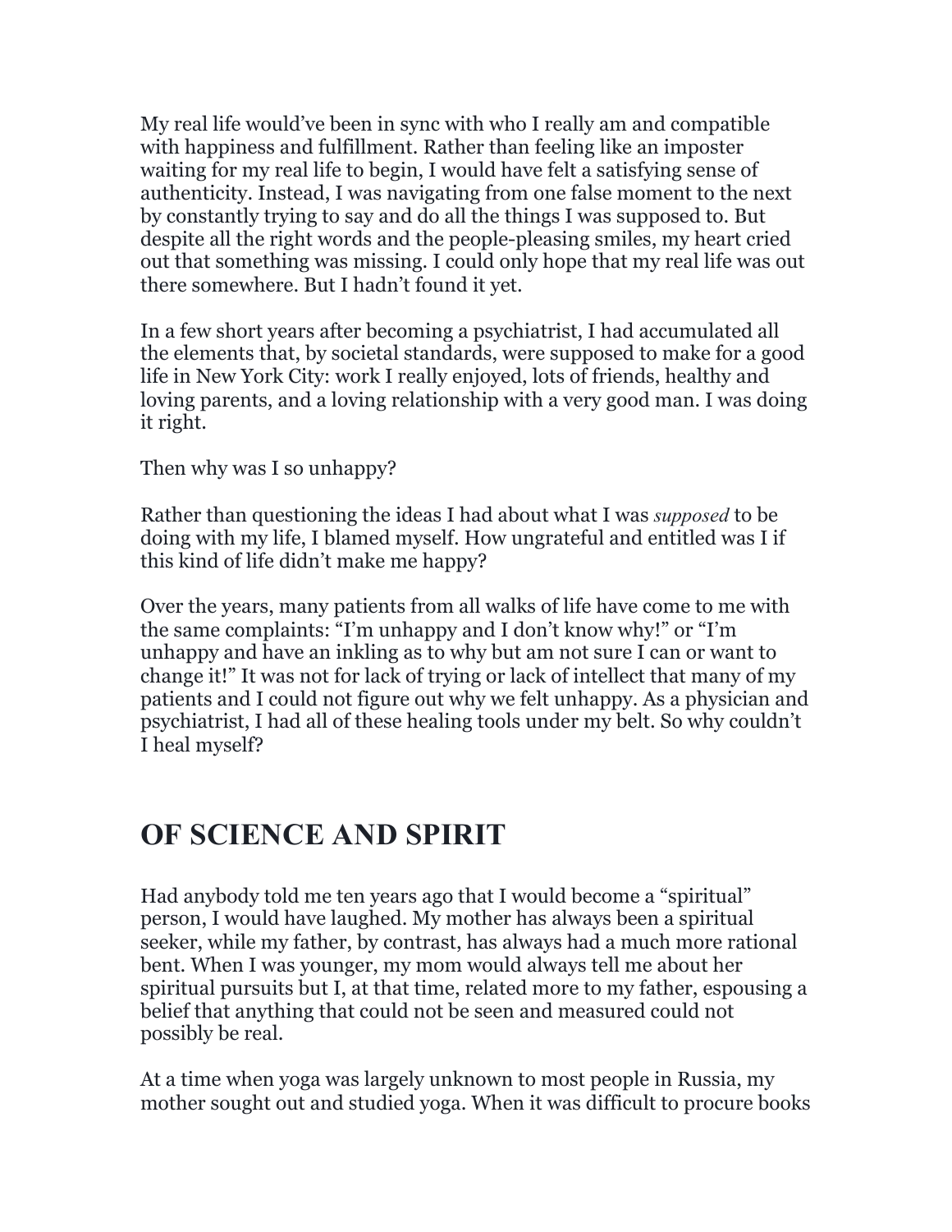My real life would've been in sync with who I really am and compatible with happiness and fulfillment. Rather than feeling like an imposter waiting for my real life to begin, I would have felt a satisfying sense of authenticity. Instead, I was navigating from one false moment to the next by constantly trying to say and do all the things I was supposed to. But despite all the right words and the people-pleasing smiles, my heart cried out that something was missing. I could only hope that my real life was out there somewhere. But I hadn't found it yet.

In a few short years after becoming a psychiatrist, I had accumulated all the elements that, by societal standards, were supposed to make for a good life in New York City: work I really enjoyed, lots of friends, healthy and loving parents, and a loving relationship with a very good man. I was doing it right.

Then why was I so unhappy?

Rather than questioning the ideas I had about what I was *supposed* to be doing with my life, I blamed myself. How ungrateful and entitled was I if this kind of life didn't make me happy?

Over the years, many patients from all walks of life have come to me with the same complaints: "I'm unhappy and I don't know why!" or "I'm unhappy and have an inkling as to why but am not sure I can or want to change it!" It was not for lack of trying or lack of intellect that many of my patients and I could not figure out why we felt unhappy. As a physician and psychiatrist, I had all of these healing tools under my belt. So why couldn't I heal myself?

## OF SCIENCE AND SPIRIT

Had anybody told me ten years ago that I would become a "spiritual" person, I would have laughed. My mother has always been a spiritual seeker, while my father, by contrast, has always had a much more rational bent. When I was younger, my mom would always tell me about her spiritual pursuits but I, at that time, related more to my father, espousing a belief that anything that could not be seen and measured could not possibly be real.

At a time when yoga was largely unknown to most people in Russia, my mother sought out and studied yoga. When it was difficult to procure books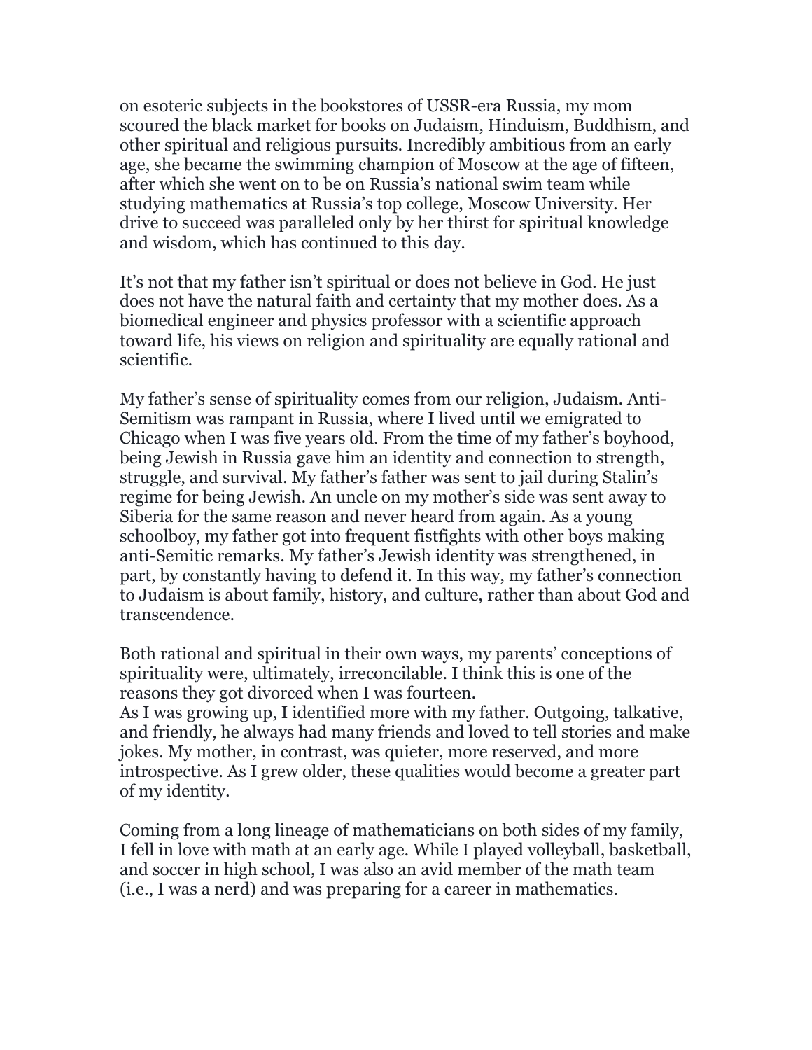on esoteric subjects in the bookstores of USSR-era Russia, my mom scoured the black market for books on Judaism, Hinduism, Buddhism, and other spiritual and religious pursuits. Incredibly ambitious from an early age, she became the swimming champion of Moscow at the age of fifteen, after which she went on to be on Russia's national swim team while studying mathematics at Russia's top college, Moscow University. Her drive to succeed was paralleled only by her thirst for spiritual knowledge and wisdom, which has continued to this day.

It's not that my father isn't spiritual or does not believe in God. He just does not have the natural faith and certainty that my mother does. As a biomedical engineer and physics professor with a scientific approach toward life, his views on religion and spirituality are equally rational and scientific.

My father's sense of spirituality comes from our religion, Judaism. Anti-Semitism was rampant in Russia, where I lived until we emigrated to Chicago when I was five years old. From the time of my father's boyhood, being Jewish in Russia gave him an identity and connection to strength, struggle, and survival. My father's father was sent to jail during Stalin's regime for being Jewish. An uncle on my mother's side was sent away to Siberia for the same reason and never heard from again. As a young schoolboy, my father got into frequent fistfights with other boys making anti-Semitic remarks. My father's Jewish identity was strengthened, in part, by constantly having to defend it. In this way, my father's connection to Judaism is about family, history, and culture, rather than about God and transcendence.

Both rational and spiritual in their own ways, my parents' conceptions of spirituality were, ultimately, irreconcilable. I think this is one of the reasons they got divorced when I was fourteen.

As I was growing up, I identified more with my father. Outgoing, talkative, and friendly, he always had many friends and loved to tell stories and make jokes. My mother, in contrast, was quieter, more reserved, and more introspective. As I grew older, these qualities would become a greater part of my identity.

Coming from a long lineage of mathematicians on both sides of my family, I fell in love with math at an early age. While I played volleyball, basketball, and soccer in high school, I was also an avid member of the math team (i.e., I was a nerd) and was preparing for a career in mathematics.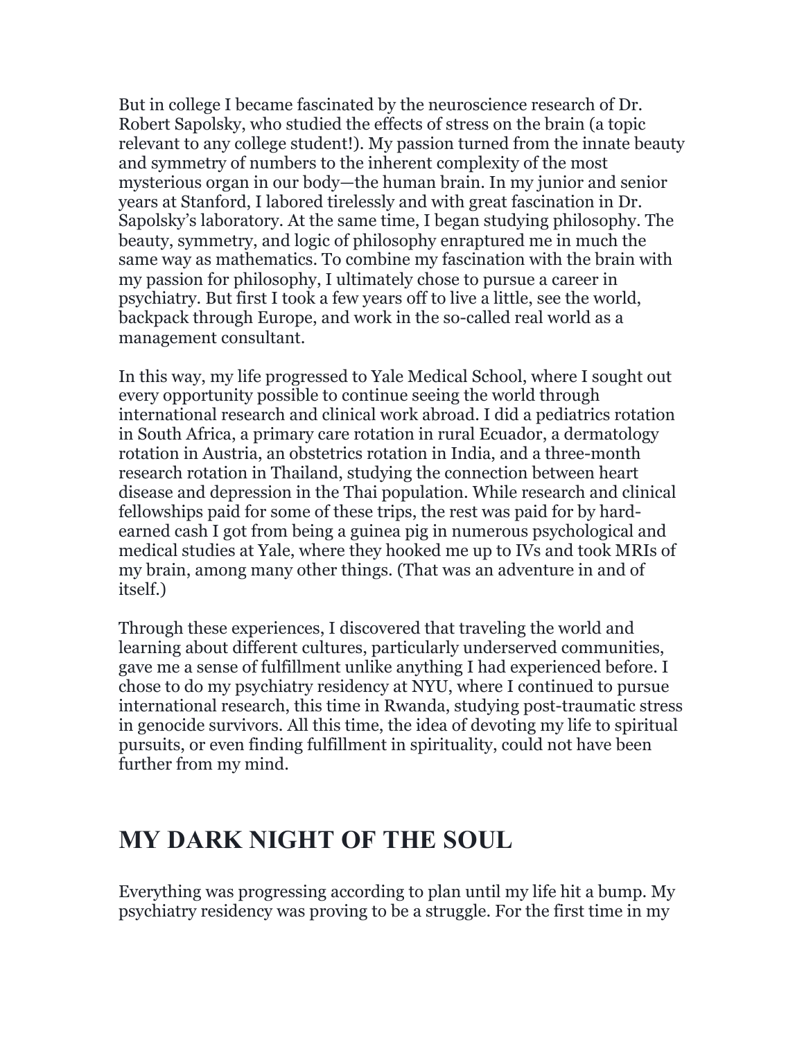But in college I became fascinated by the neuroscience research of Dr. Robert Sapolsky, who studied the effects of stress on the brain (a topic relevant to any college student!). My passion turned from the innate beauty and symmetry of numbers to the inherent complexity of the most mysterious organ in our body—the human brain. In my junior and senior years at Stanford, I labored tirelessly and with great fascination in Dr. Sapolsky's laboratory. At the same time, I began studying philosophy. The beauty, symmetry, and logic of philosophy enraptured me in much the same way as mathematics. To combine my fascination with the brain with my passion for philosophy, I ultimately chose to pursue a career in psychiatry. But first I took a few years off to live a little, see the world, backpack through Europe, and work in the so-called real world as a management consultant.

In this way, my life progressed to Yale Medical School, where I sought out every opportunity possible to continue seeing the world through international research and clinical work abroad. I did a pediatrics rotation in South Africa, a primary care rotation in rural Ecuador, a dermatology rotation in Austria, an obstetrics rotation in India, and a three-month research rotation in Thailand, studying the connection between heart disease and depression in the Thai population. While research and clinical fellowships paid for some of these trips, the rest was paid for by hard-earned cash I got from being a guinea pig in numerous psychological and medical studies at Yale, where they hooked me up to IVs and took MRIs of my brain, among many other things. (That was an adventure in and of itself.)

Through these experiences, I discovered that traveling the world and learning about different cultures, particularly underserved communities, gave me a sense of fulfillment unlike anything I had experienced before. I chose to do my psychiatry residency at NYU, where I continued to pursue international research, this time in Rwanda, studying post-traumatic stress in genocide survivors. All this time, the idea of devoting my life to spiritual pursuits, or even finding fulfillment in spirituality, could not have been further from my mind.

## MY DARK NIGHT OF THE SOUL

Everything was progressing according to plan until my life hit a bump. My psychiatry residency was proving to be a struggle. For the first time in my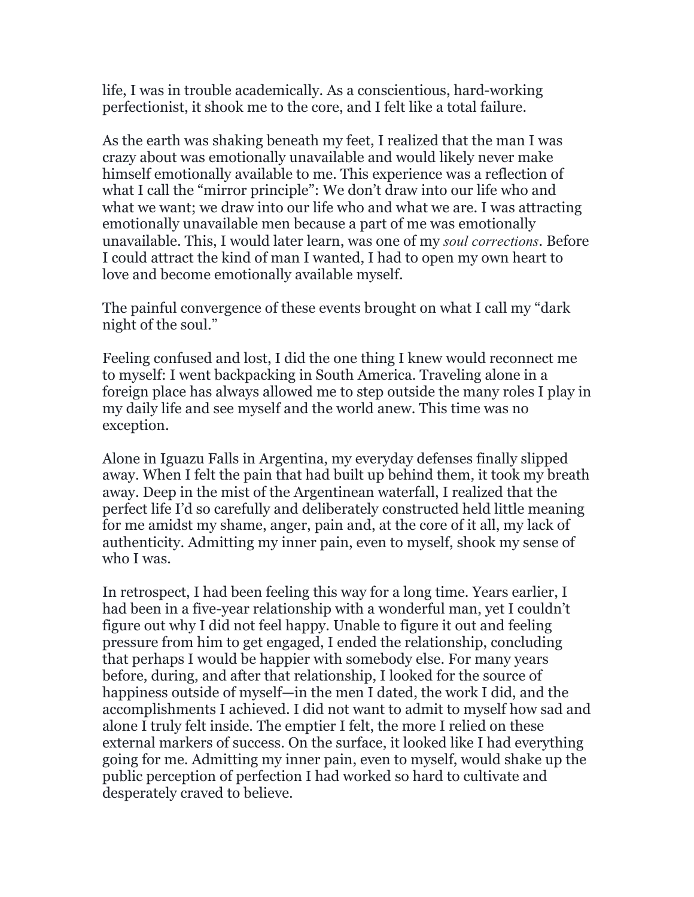life, I was in trouble academically. As a conscientious, hard-working perfectionist, it shook me to the core, and I felt like a total failure.

As the earth was shaking beneath my feet, I realized that the man I was crazy about was emotionally unavailable and would likely never make himself emotionally available to me. This experience was a reflection of what I call the "mirror principle": We don't draw into our life who and what we want; we draw into our life who and what we are. I was attracting emotionally unavailable men because a part of me was emotionally unavailable. This, I would later learn, was one of my *soul corrections*. Before I could attract the kind of man I wanted, I had to open my own heart to love and become emotionally available myself.

The painful convergence of these events brought on what I call my "dark night of the soul."

Feeling confused and lost, I did the one thing I knew would reconnect me to myself: I went backpacking in South America. Traveling alone in a foreign place has always allowed me to step outside the many roles I play in my daily life and see myself and the world anew. This time was no exception.

Alone in Iguazu Falls in Argentina, my everyday defenses finally slipped away. When I felt the pain that had built up behind them, it took my breath away. Deep in the mist of the Argentinean waterfall, I realized that the perfect life I'd so carefully and deliberately constructed held little meaning for me amidst my shame, anger, pain and, at the core of it all, my lack of authenticity. Admitting my inner pain, even to myself, shook my sense of who I was.

In retrospect, I had been feeling this way for a long time. Years earlier, I had been in a five-year relationship with a wonderful man, yet I couldn't figure out why I did not feel happy. Unable to figure it out and feeling pressure from him to get engaged, I ended the relationship, concluding that perhaps I would be happier with somebody else. For many years before, during, and after that relationship, I looked for the source of happiness outside of myself—in the men I dated, the work I did, and the accomplishments I achieved. I did not want to admit to myself how sad and alone I truly felt inside. The emptier I felt, the more I relied on these external markers of success. On the surface, it looked like I had everything going for me. Admitting my inner pain, even to myself, would shake up the public perception of perfection I had worked so hard to cultivate and desperately craved to believe.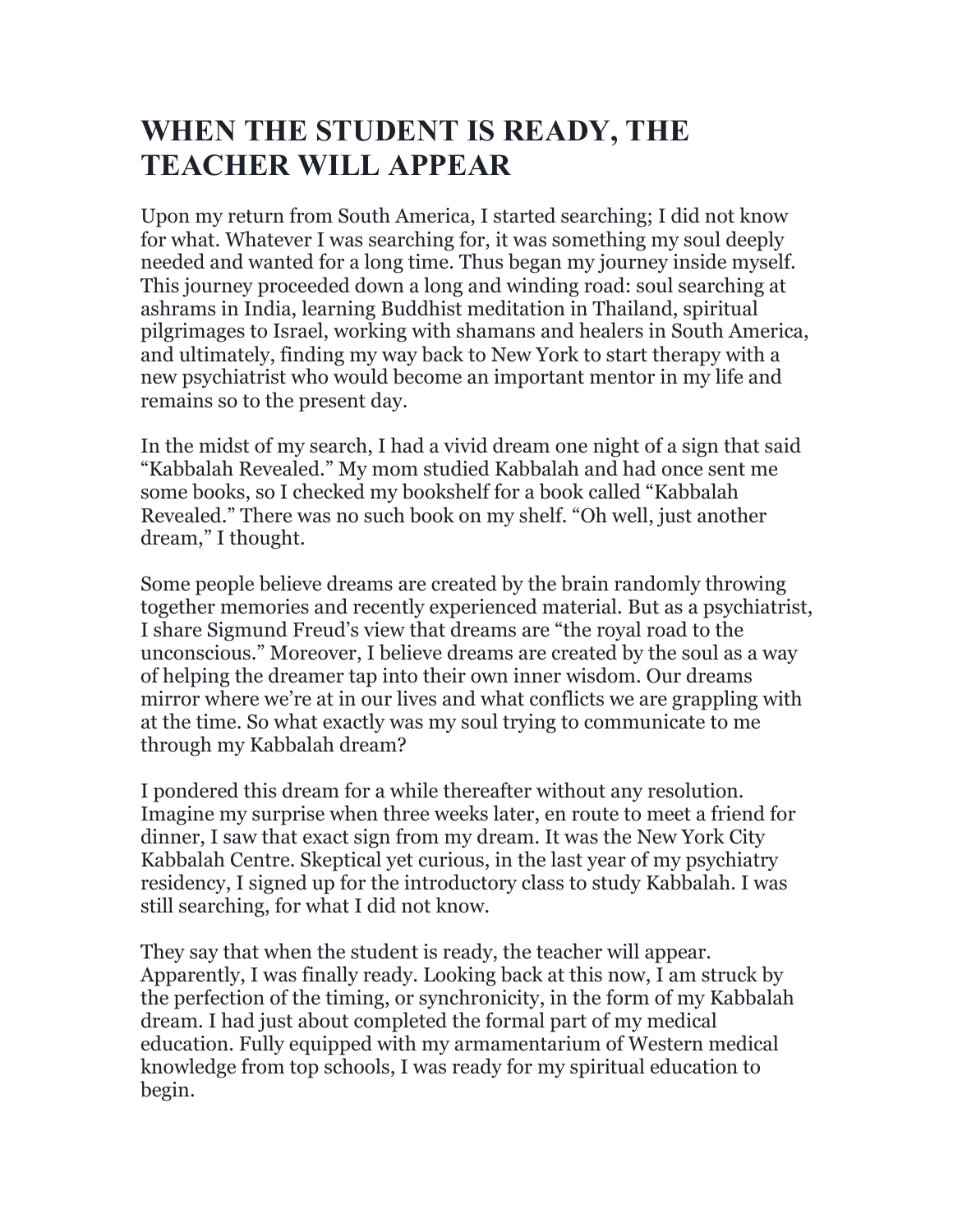# WHEN THE STUDENT IS READY, THE TEACHER WILL APPEAR

Upon my return from South America, I started searching; I did not know for what. Whatever I was searching for, it was something my soul deeply needed and wanted for a long time. Thus began my journey inside myself. This journey proceeded down a long and winding road: soul searching at ashrams in India, learning Buddhist meditation in Thailand, spiritual pilgrimages to Israel, working with shamans and healers in South America, and ultimately, finding my way back to New York to start therapy with a new psychiatrist who would become an important mentor in my life and remains so to the present day.

In the midst of my search, I had a vivid dream one night of a sign that said "Kabbalah Revealed." My mom studied Kabbalah and had once sent me some books, so I checked my bookshelf for a book called "Kabbalah Revealed." There was no such book on my shelf. "Oh well, just another dream," I thought.

Some people believe dreams are created by the brain randomly throwing together memories and recently experienced material. But as a psychiatrist, I share Sigmund Freud's view that dreams are "the royal road to the unconscious." Moreover, I believe dreams are created by the soul as a way of helping the dreamer tap into their own inner wisdom. Our dreams mirror where we're at in our lives and what conflicts we are grappling with at the time. So what exactly was my soul trying to communicate to me through my Kabbalah dream?

I pondered this dream for a while thereafter without any resolution. Imagine my surprise when three weeks later, en route to meet a friend for dinner, I saw that exact sign from my dream. It was the New York City Kabbalah Centre. Skeptical yet curious, in the last year of my psychiatry residency, I signed up for the introductory class to study Kabbalah. I was still searching, for what I did not know.

They say that when the student is ready, the teacher will appear. Apparently, I was finally ready. Looking back at this now, I am struck by the perfection of the timing, or synchronicity, in the form of my Kabbalah dream. I had just about completed the formal part of my medical education. Fully equipped with my armamentarium of Western medical knowledge from top schools, I was ready for my spiritual education to begin.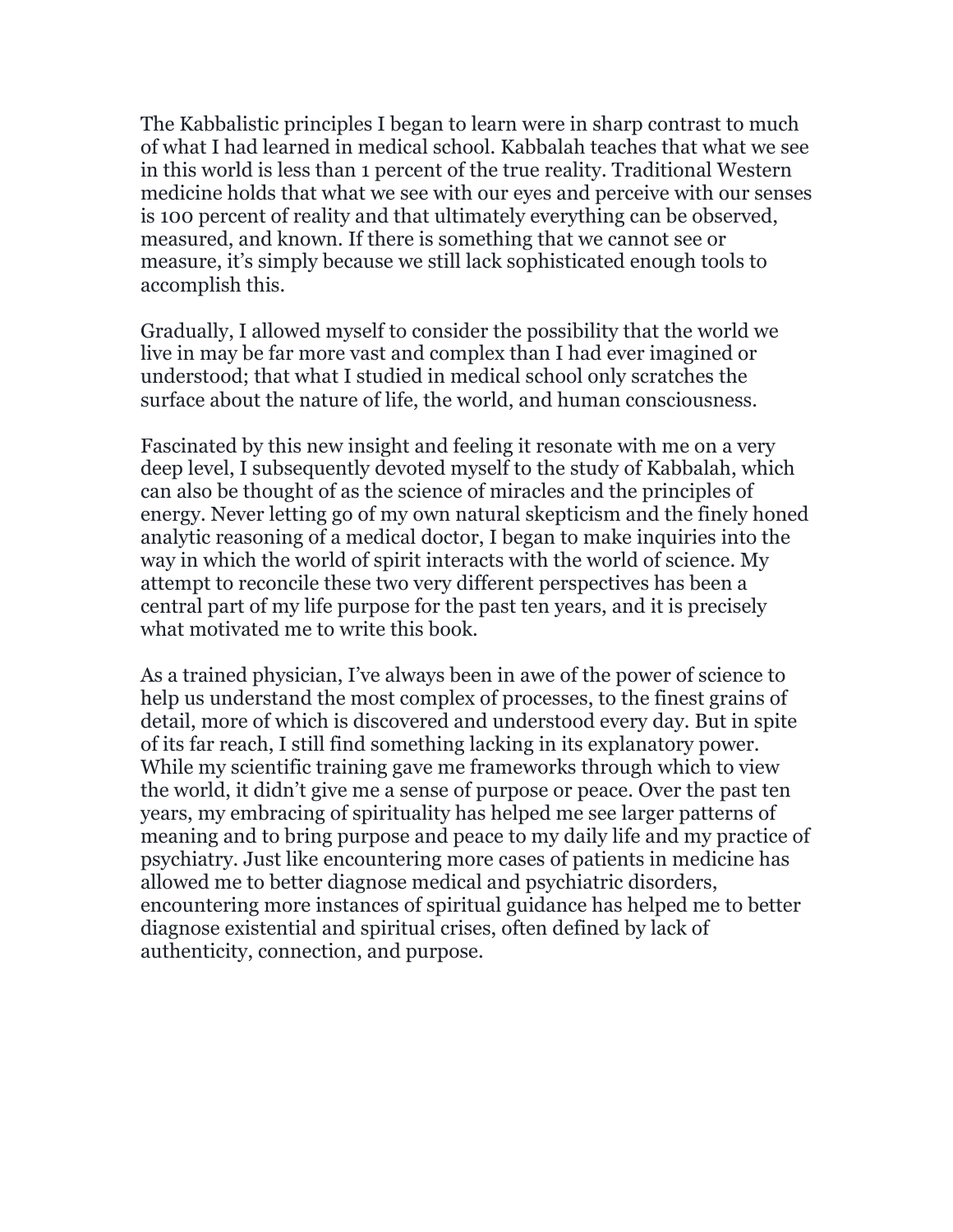The Kabbalistic principles I began to learn were in sharp contrast to much of what I had learned in medical school. Kabbalah teaches that what we see in this world is less than 1 percent of the true reality. Traditional Western medicine holds that what we see with our eyes and perceive with our senses is 100 percent of reality and that ultimately everything can be observed, measured, and known. If there is something that we cannot see or measure, it's simply because we still lack sophisticated enough tools to accomplish this.

Gradually, I allowed myself to consider the possibility that the world we live in may be far more vast and complex than I had ever imagined or understood; that what I studied in medical school only scratches the surface about the nature of life, the world, and human consciousness.

Fascinated by this new insight and feeling it resonate with me on a very deep level, I subsequently devoted myself to the study of Kabbalah, which can also be thought of as the science of miracles and the principles of energy. Never letting go of my own natural skepticism and the finely honed analytic reasoning of a medical doctor, I began to make inquiries into the way in which the world of spirit interacts with the world of science. My attempt to reconcile these two very different perspectives has been a central part of my life purpose for the past ten years, and it is precisely what motivated me to write this book.

As a trained physician, I've always been in awe of the power of science to help us understand the most complex of processes, to the finest grains of detail, more of which is discovered and understood every day. But in spite of its far reach, I still find something lacking in its explanatory power. While my scientific training gave me frameworks through which to view the world, it didn't give me a sense of purpose or peace. Over the past ten years, my embracing of spirituality has helped me see larger patterns of meaning and to bring purpose and peace to my daily life and my practice of psychiatry. Just like encountering more cases of patients in medicine has allowed me to better diagnose medical and psychiatric disorders, encountering more instances of spiritual guidance has helped me to better diagnose existential and spiritual crises, often defined by lack of authenticity, connection, and purpose.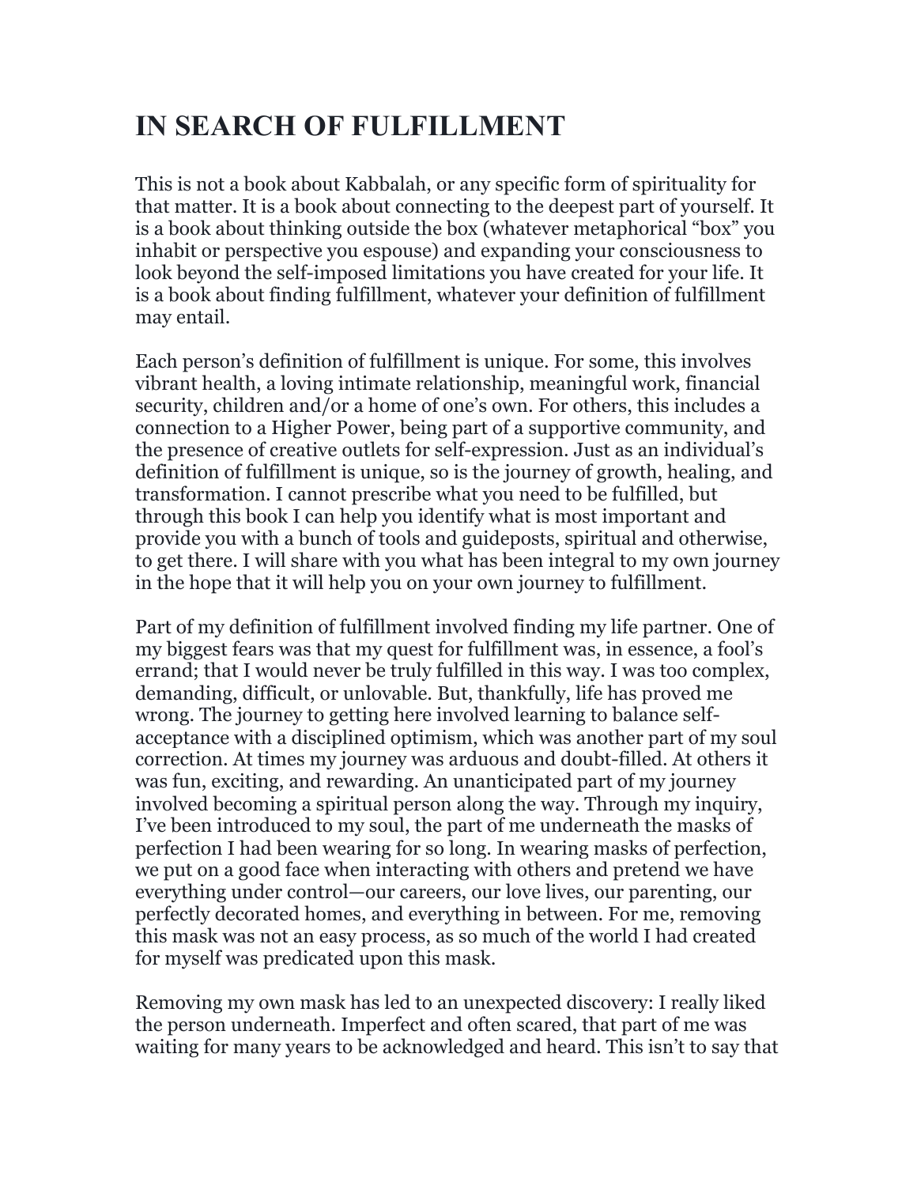# IN SEARCH OF FULFILLMENT

This is not a book about Kabbalah, or any specific form of spirituality for that matter. It is a book about connecting to the deepest part of yourself. It is a book about thinking outside the box (whatever metaphorical "box" you inhabit or perspective you espouse) and expanding your consciousness to look beyond the self-imposed limitations you have created for your life. It is a book about finding fulfillment, whatever your definition of fulfillment may entail.

Each person's definition of fulfillment is unique. For some, this involves vibrant health, a loving intimate relationship, meaningful work, financial security, children and/or a home of one's own. For others, this includes a connection to a Higher Power, being part of a supportive community, and the presence of creative outlets for self-expression. Just as an individual's definition of fulfillment is unique, so is the journey of growth, healing, and transformation. I cannot prescribe what you need to be fulfilled, but through this book I can help you identify what is most important and provide you with a bunch of tools and guideposts, spiritual and otherwise, to get there. I will share with you what has been integral to my own journey in the hope that it will help you on your own journey to fulfillment.

Part of my definition of fulfillment involved finding my life partner. One of my biggest fears was that my quest for fulfillment was, in essence, a fool's errand; that I would never be truly fulfilled in this way. I was too complex, demanding, difficult, or unlovable. But, thankfully, life has proved me wrong. The journey to getting here involved learning to balance self-acceptance with a disciplined optimism, which was another part of my soul correction. At times my journey was arduous and doubt-filled. At others it was fun, exciting, and rewarding. An unanticipated part of my journey involved becoming a spiritual person along the way. Through my inquiry, I've been introduced to my soul, the part of me underneath the masks of perfection I had been wearing for so long. In wearing masks of perfection, we put on a good face when interacting with others and pretend we have everything under control—our careers, our love lives, our parenting, our perfectly decorated homes, and everything in between. For me, removing this mask was not an easy process, as so much of the world I had created for myself was predicated upon this mask.

Removing my own mask has led to an unexpected discovery: I really liked the person underneath. Imperfect and often scared, that part of me was waiting for many years to be acknowledged and heard. This isn't to say that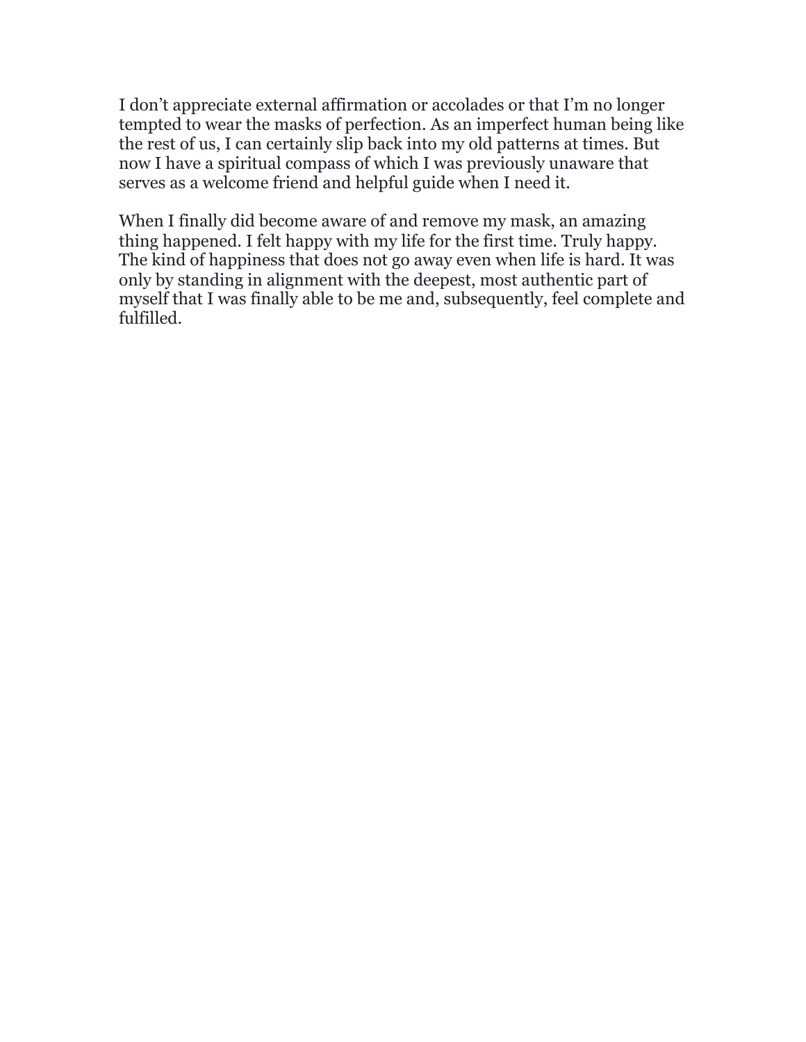I don’t appreciate external affirmation or accolades or that I’m no longer tempted to wear the masks of perfection. As an imperfect human being like the rest of us, I can certainly slip back into my old patterns at times. But now I have a spiritual compass of which I was previously unaware that serves as a welcome friend and helpful guide when I need it.

When I finally did become aware of and remove my mask, an amazing thing happened. I felt happy with my life for the first time. Truly happy. The kind of happiness that does not go away even when life is hard. It was only by standing in alignment with the deepest, most authentic part of myself that I was finally able to be me and, subsequently, feel complete and fulfilled.